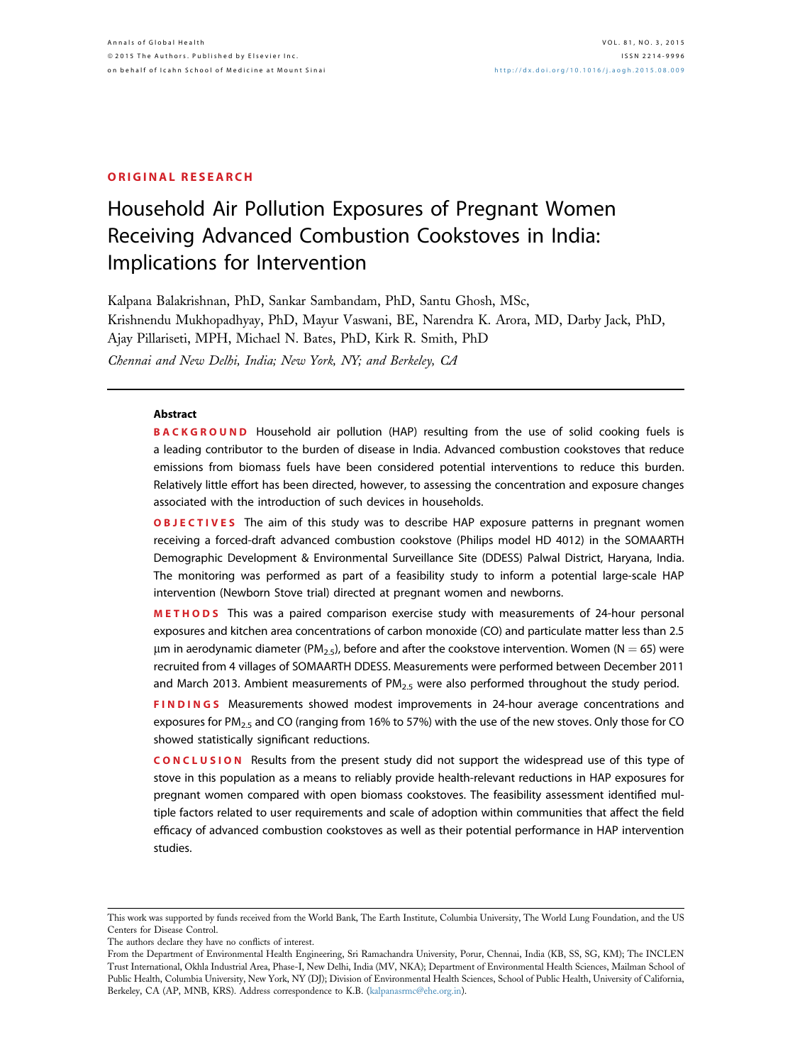ORIGINAL RESEARCH

# Household Air Pollution Exposures of Pregnant Women Receiving Advanced Combustion Cookstoves in India: Implications for Intervention

Kalpana Balakrishnan, PhD, Sankar Sambandam, PhD, Santu Ghosh, MSc, Krishnendu Mukhopadhyay, PhD, Mayur Vaswani, BE, Narendra K. Arora, MD, Darby Jack, PhD, Ajay Pillariseti, MPH, Michael N. Bates, PhD, Kirk R. Smith, PhD

*Chennai and New Delhi, India; New York, NY; and Berkeley, CA*

## Abstract

**BACKGROUND** Household air pollution (HAP) resulting from the use of solid cooking fuels is a leading contributor to the burden of disease in India. Advanced combustion cookstoves that reduce emissions from biomass fuels have been considered potential interventions to reduce this burden. Relatively little effort has been directed, however, to assessing the concentration and exposure changes associated with the introduction of such devices in households.

**OBJECTIVES** The aim of this study was to describe HAP exposure patterns in pregnant women receiving a forced-draft advanced combustion cookstove (Philips model HD 4012) in the SOMAARTH Demographic Development & Environmental Surveillance Site (DDESS) Palwal District, Haryana, India. The monitoring was performed as part of a feasibility study to inform a potential large-scale HAP intervention (Newborn Stove trial) directed at pregnant women and newborns.

**METHODS** This was a paired comparison exercise study with measurements of 24-hour personal exposures and kitchen area concentrations of carbon monoxide (CO) and particulate matter less than 2.5 μm in aerodynamic diameter ($PM_{2.5}$), before and after the cookstove intervention. Women ($N = 65$) were recruited from 4 villages of SOMAARTH DDESS. Measurements were performed between December 2011 and March 2013. Ambient measurements of $PM_{2.5}$ were also performed throughout the study period.

**FINDINGS** Measurements showed modest improvements in 24-hour average concentrations and exposures for $PM_{2.5}$ and CO (ranging from 16% to 57%) with the use of the new stoves. Only those for CO showed statistically significant reductions.

**CONCLUSION** Results from the present study did not support the widespread use of this type of stove in this population as a means to reliably provide health-relevant reductions in HAP exposures for pregnant women compared with open biomass cookstoves. The feasibility assessment identified multiple factors related to user requirements and scale of adoption within communities that affect the field efficacy of advanced combustion cookstoves as well as their potential performance in HAP intervention studies.

---

This work was supported by funds received from the World Bank, The Earth Institute, Columbia University, The World Lung Foundation, and the US Centers for Disease Control.

The authors declare they have no conflicts of interest.

From the Department of Environmental Health Engineering, Sri Ramachandra University, Porur, Chennai, India (KB, SS, SG, KM); The INCLEN Trust International, Okhla Industrial Area, Phase-I, New Delhi, India (MV, NKA); Department of Environmental Health Sciences, Mailman School of Public Health, Columbia University, New York, NY (DJ); Division of Environmental Health Sciences, School of Public Health, University of California, Berkeley, CA (AP, MNB, KRS). Address correspondence to K.B. (kalpanasrmc@ehe.org.in).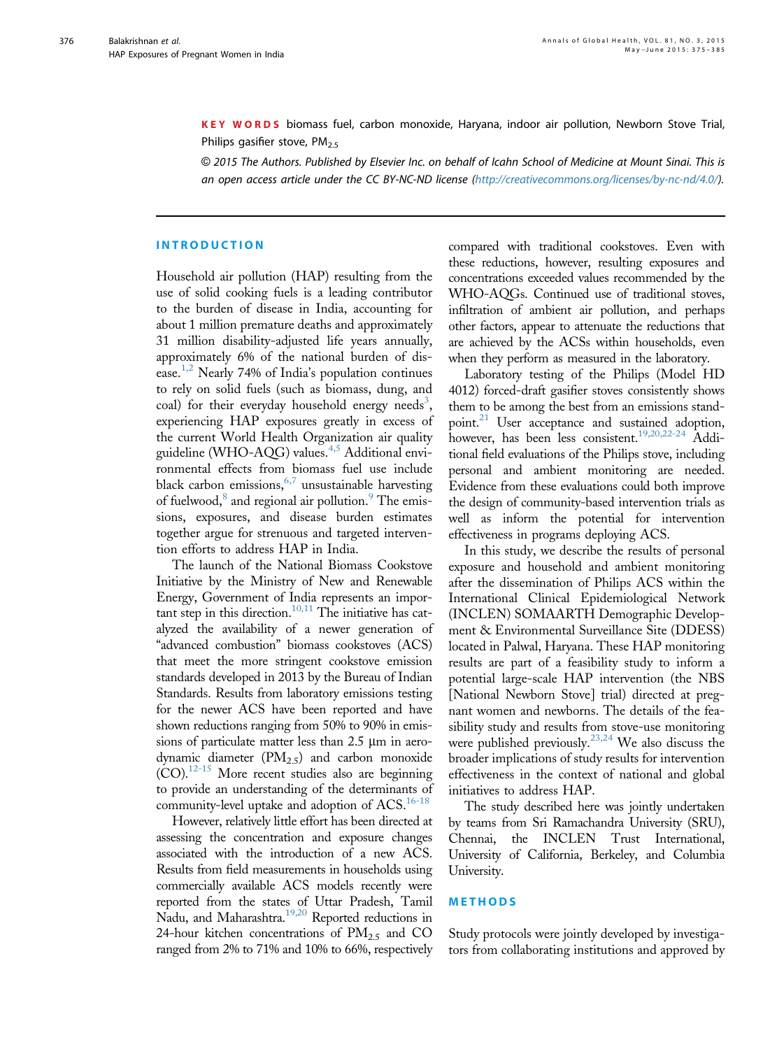**KEY WORDS** biomass fuel, carbon monoxide, Haryana, indoor air pollution, Newborn Stove Trial, Philips gasifier stove, $PM_{2.5}$

*© 2015 The Authors. Published by Elsevier Inc. on behalf of Icahn School of Medicine at Mount Sinai. This is an open access article under the CC BY-NC-ND license (http://creativecommons.org/licenses/by-nc-nd/4.0/).*

## INTRODUCTION

Household air pollution (HAP) resulting from the use of solid cooking fuels is a leading contributor to the burden of disease in India, accounting for about 1 million premature deaths and approximately 31 million disability-adjusted life years annually, approximately 6% of the national burden of disease.[1,2] Nearly 74% of India's population continues to rely on solid fuels (such as biomass, dung, and coal) for their everyday household energy needs[3], experiencing HAP exposures greatly in excess of the current World Health Organization air quality guideline (WHO-AQG) values.[4,5] Additional environmental effects from biomass fuel use include black carbon emissions,[6,7] unsustainable harvesting of fuelwood,[8] and regional air pollution.[9] The emissions, exposures, and disease burden estimates together argue for strenuous and targeted intervention efforts to address HAP in India.

The launch of the National Biomass Cookstove Initiative by the Ministry of New and Renewable Energy, Government of India represents an important step in this direction.[10,11] The initiative has catalyzed the availability of a newer generation of "advanced combustion" biomass cookstoves (ACS) that meet the more stringent cookstove emission standards developed in 2013 by the Bureau of Indian Standards. Results from laboratory emissions testing for the newer ACS have been reported and have shown reductions ranging from 50% to 90% in emissions of particulate matter less than 2.5 µm in aerodynamic diameter ($PM_{2.5}$) and carbon monoxide (CO).[12-15] More recent studies also are beginning to provide an understanding of the determinants of community-level uptake and adoption of ACS.[16-18]

However, relatively little effort has been directed at assessing the concentration and exposure changes associated with the introduction of a new ACS. Results from field measurements in households using commercially available ACS models recently were reported from the states of Uttar Pradesh, Tamil Nadu, and Maharashtra.[19,20] Reported reductions in 24-hour kitchen concentrations of $PM_{2.5}$ and CO ranged from 2% to 71% and 10% to 66%, respectively compared with traditional cookstoves. Even with these reductions, however, resulting exposures and concentrations exceeded values recommended by the WHO-AQGs. Continued use of traditional stoves, infiltration of ambient air pollution, and perhaps other factors, appear to attenuate the reductions that are achieved by the ACSs within households, even when they perform as measured in the laboratory.

Laboratory testing of the Philips (Model HD 4012) forced-draft gasifier stoves consistently shows them to be among the best from an emissions standpoint.[21] User acceptance and sustained adoption, however, has been less consistent.[19,20,22-24] Additional field evaluations of the Philips stove, including personal and ambient monitoring are needed. Evidence from these evaluations could both improve the design of community-based intervention trials as well as inform the potential for intervention effectiveness in programs deploying ACS.

In this study, we describe the results of personal exposure and household and ambient monitoring after the dissemination of Philips ACS within the International Clinical Epidemiological Network (INCLEN) SOMAARTH Demographic Development & Environmental Surveillance Site (DDESS) located in Palwal, Haryana. These HAP monitoring results are part of a feasibility study to inform a potential large-scale HAP intervention (the NBS [National Newborn Stove] trial) directed at pregnant women and newborns. The details of the feasibility study and results from stove-use monitoring were published previously.[23,24] We also discuss the broader implications of study results for intervention effectiveness in the context of national and global initiatives to address HAP.

The study described here was jointly undertaken by teams from Sri Ramachandra University (SRU), Chennai, the INCLEN Trust International, University of California, Berkeley, and Columbia University.

## METHODS

Study protocols were jointly developed by investigators from collaborating institutions and approved by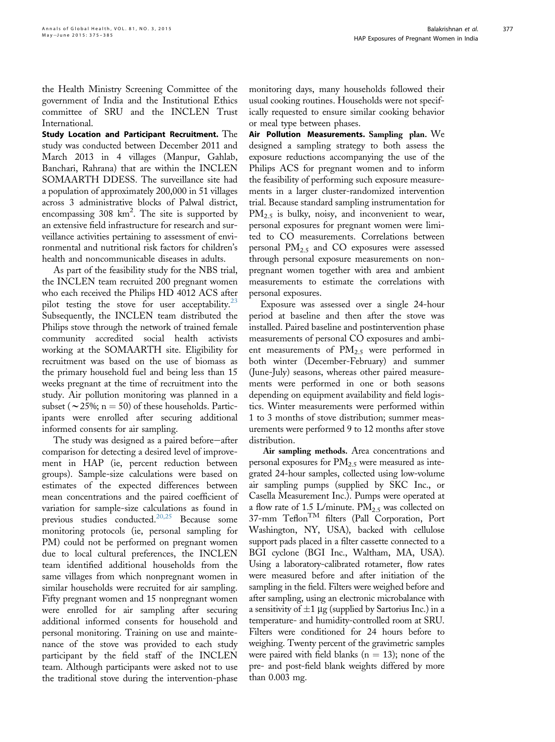the Health Ministry Screening Committee of the government of India and the Institutional Ethics committee of SRU and the INCLEN Trust International.

**Study Location and Participant Recruitment.** The study was conducted between December 2011 and March 2013 in 4 villages (Manpur, Gahlab, Banchari, Rahrana) that are within the INCLEN SOMAARTH DDESS. The surveillance site had a population of approximately 200,000 in 51 villages across 3 administrative blocks of Palwal district, encompassing 308 $km^2$. The site is supported by an extensive field infrastructure for research and surveillance activities pertaining to assessment of environmental and nutritional risk factors for children's health and noncommunicable diseases in adults.

As part of the feasibility study for the NBS trial, the INCLEN team recruited 200 pregnant women who each received the Philips HD 4012 ACS after pilot testing the stove for user acceptability.[23] Subsequently, the INCLEN team distributed the Philips stove through the network of trained female community accredited social health activists working at the SOMAARTH site. Eligibility for recruitment was based on the use of biomass as the primary household fuel and being less than 15 weeks pregnant at the time of recruitment into the study. Air pollution monitoring was planned in a subset ($\sim$25%; n = 50) of these households. Participants were enrolled after securing additional informed consents for air sampling.

The study was designed as a paired before–after comparison for detecting a desired level of improvement in HAP (ie, percent reduction between groups). Sample-size calculations were based on estimates of the expected differences between mean concentrations and the paired coefficient of variation for sample-size calculations as found in previous studies conducted.[20,25] Because some monitoring protocols (ie, personal sampling for PM) could not be performed on pregnant women due to local cultural preferences, the INCLEN team identified additional households from the same villages from which nonpregnant women in similar households were recruited for air sampling. Fifty pregnant women and 15 nonpregnant women were enrolled for air sampling after securing additional informed consents for household and personal monitoring. Training on use and maintenance of the stove was provided to each study participant by the field staff of the INCLEN team. Although participants were asked not to use the traditional stove during the intervention-phase monitoring days, many households followed their usual cooking routines. Households were not specifically requested to ensure similar cooking behavior or meal type between phases.

**Air Pollution Measurements.** *Sampling plan.* We designed a sampling strategy to both assess the exposure reductions accompanying the use of the Philips ACS for pregnant women and to inform the feasibility of performing such exposure measurements in a larger cluster-randomized intervention trial. Because standard sampling instrumentation for $PM_{2.5}$ is bulky, noisy, and inconvenient to wear, personal exposures for pregnant women were limited to CO measurements. Correlations between personal $PM_{2.5}$ and CO exposures were assessed through personal exposure measurements on nonpregnant women together with area and ambient measurements to estimate the correlations with personal exposures.

Exposure was assessed over a single 24-hour period at baseline and then after the stove was installed. Paired baseline and postintervention phase measurements of personal CO exposures and ambient measurements of $PM_{2.5}$ were performed in both winter (December-February) and summer (June-July) seasons, whereas other paired measurements were performed in one or both seasons depending on equipment availability and field logistics. Winter measurements were performed within 1 to 3 months of stove distribution; summer measurements were performed 9 to 12 months after stove distribution.

*Air sampling methods.* Area concentrations and personal exposures for $PM_{2.5}$ were measured as integrated 24-hour samples, collected using low-volume air sampling pumps (supplied by SKC Inc., or Casella Measurement Inc.). Pumps were operated at a flow rate of 1.5 L/minute. $PM_{2.5}$ was collected on 37-mm Teflon™ filters (Pall Corporation, Port Washington, NY, USA), backed with cellulose support pads placed in a filter cassette connected to a BGI cyclone (BGI Inc., Waltham, MA, USA). Using a laboratory-calibrated rotameter, flow rates were measured before and after initiation of the sampling in the field. Filters were weighed before and after sampling, using an electronic microbalance with a sensitivity of $\pm 1$ µg (supplied by Sartorius Inc.) in a temperature- and humidity-controlled room at SRU. Filters were conditioned for 24 hours before to weighing. Twenty percent of the gravimetric samples were paired with field blanks (n = 13); none of the pre- and post-field blank weights differed by more than 0.003 mg.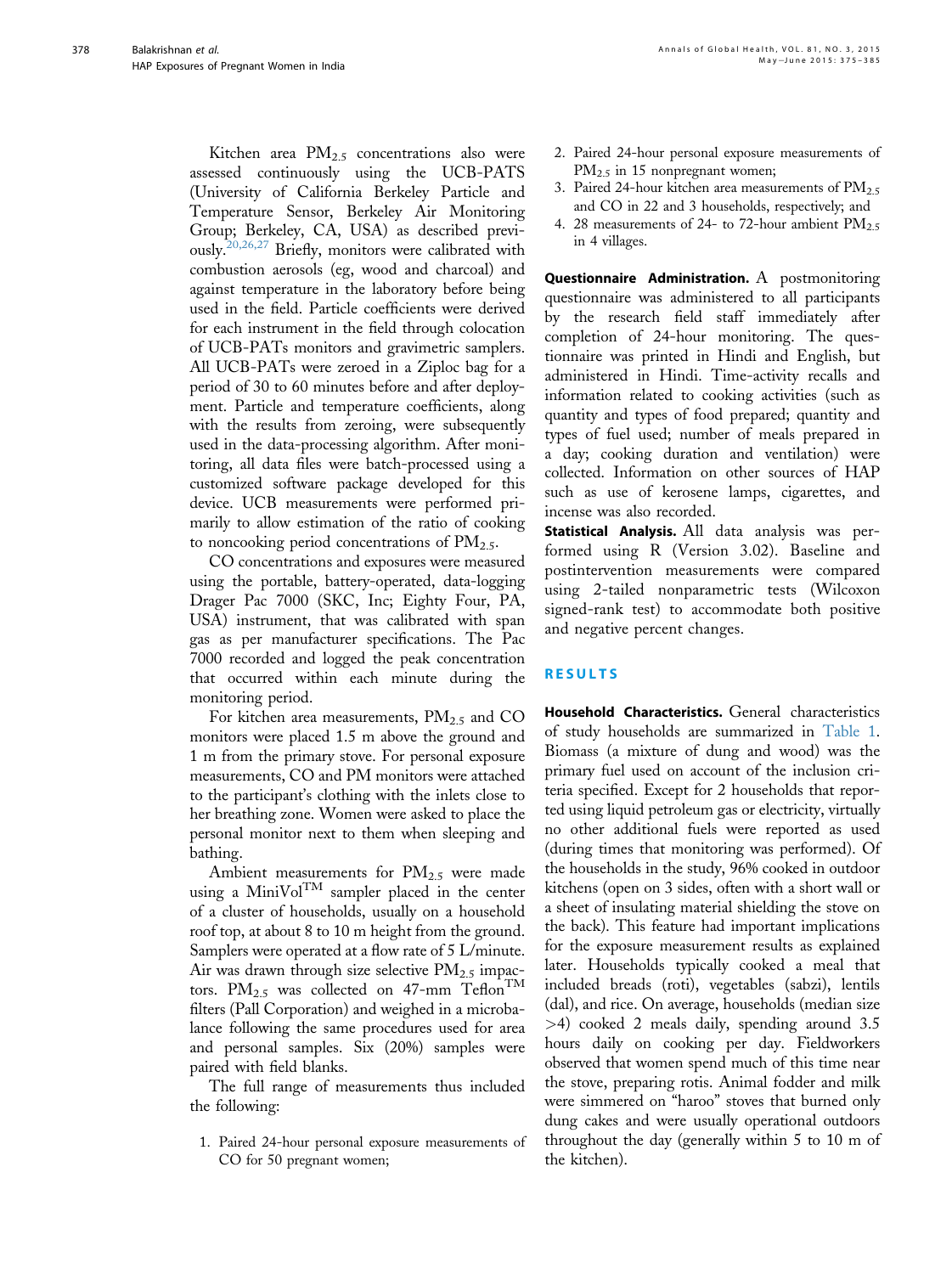Kitchen area $PM_{2.5}$ concentrations also were assessed continuously using the UCB-PATS (University of California Berkeley Particle and Temperature Sensor, Berkeley Air Monitoring Group; Berkeley, CA, USA) as described previously.[20,26,27] Briefly, monitors were calibrated with combustion aerosols (eg, wood and charcoal) and against temperature in the laboratory before being used in the field. Particle coefficients were derived for each instrument in the field through colocation of UCB-PATs monitors and gravimetric samplers. All UCB-PATs were zeroed in a Ziploc bag for a period of 30 to 60 minutes before and after deployment. Particle and temperature coefficients, along with the results from zeroing, were subsequently used in the data-processing algorithm. After monitoring, all data files were batch-processed using a customized software package developed for this device. UCB measurements were performed primarily to allow estimation of the ratio of cooking to noncooking period concentrations of $PM_{2.5}$.

CO concentrations and exposures were measured using the portable, battery-operated, data-logging Drager Pac 7000 (SKC, Inc; Eighty Four, PA, USA) instrument, that was calibrated with span gas as per manufacturer specifications. The Pac 7000 recorded and logged the peak concentration that occurred within each minute during the monitoring period.

For kitchen area measurements, $PM_{2.5}$ and CO monitors were placed 1.5 m above the ground and 1 m from the primary stove. For personal exposure measurements, CO and PM monitors were attached to the participant's clothing with the inlets close to her breathing zone. Women were asked to place the personal monitor next to them when sleeping and bathing.

Ambient measurements for $PM_{2.5}$ were made using a MiniVol™ sampler placed in the center of a cluster of households, usually on a household roof top, at about 8 to 10 m height from the ground. Samplers were operated at a flow rate of 5 L/minute. Air was drawn through size selective $PM_{2.5}$ impactors. $PM_{2.5}$ was collected on 47-mm Teflon™ filters (Pall Corporation) and weighed in a microbalance following the same procedures used for area and personal samples. Six (20%) samples were paired with field blanks.

The full range of measurements thus included the following:

1. Paired 24-hour personal exposure measurements of CO for 50 pregnant women;
2. Paired 24-hour personal exposure measurements of $PM_{2.5}$ in 15 nonpregnant women;
3. Paired 24-hour kitchen area measurements of $PM_{2.5}$ and CO in 22 and 3 households, respectively; and
4. 28 measurements of 24- to 72-hour ambient $PM_{2.5}$ in 4 villages.

**Questionnaire Administration.** A postmonitoring questionnaire was administered to all participants by the research field staff immediately after completion of 24-hour monitoring. The questionnaire was printed in Hindi and English, but administered in Hindi. Time-activity recalls and information related to cooking activities (such as quantity and types of food prepared; quantity and types of fuel used; number of meals prepared in a day; cooking duration and ventilation) were collected. Information on other sources of HAP such as use of kerosene lamps, cigarettes, and incense was also recorded.

**Statistical Analysis.** All data analysis was performed using R (Version 3.02). Baseline and postintervention measurements were compared using 2-tailed nonparametric tests (Wilcoxon signed-rank test) to accommodate both positive and negative percent changes.

## RESULTS

**Household Characteristics.** General characteristics of study households are summarized in Table 1. Biomass (a mixture of dung and wood) was the primary fuel used on account of the inclusion criteria specified. Except for 2 households that reported using liquid petroleum gas or electricity, virtually no other additional fuels were reported as used (during times that monitoring was performed). Of the households in the study, 96% cooked in outdoor kitchens (open on 3 sides, often with a short wall or a sheet of insulating material shielding the stove on the back). This feature had important implications for the exposure measurement results as explained later. Households typically cooked a meal that included breads (roti), vegetables (sabzi), lentils (dal), and rice. On average, households (median size >4) cooked 2 meals daily, spending around 3.5 hours daily on cooking per day. Fieldworkers observed that women spend much of this time near the stove, preparing rotis. Animal fodder and milk were simmered on "haroo" stoves that burned only dung cakes and were usually operational outdoors throughout the day (generally within 5 to 10 m of the kitchen).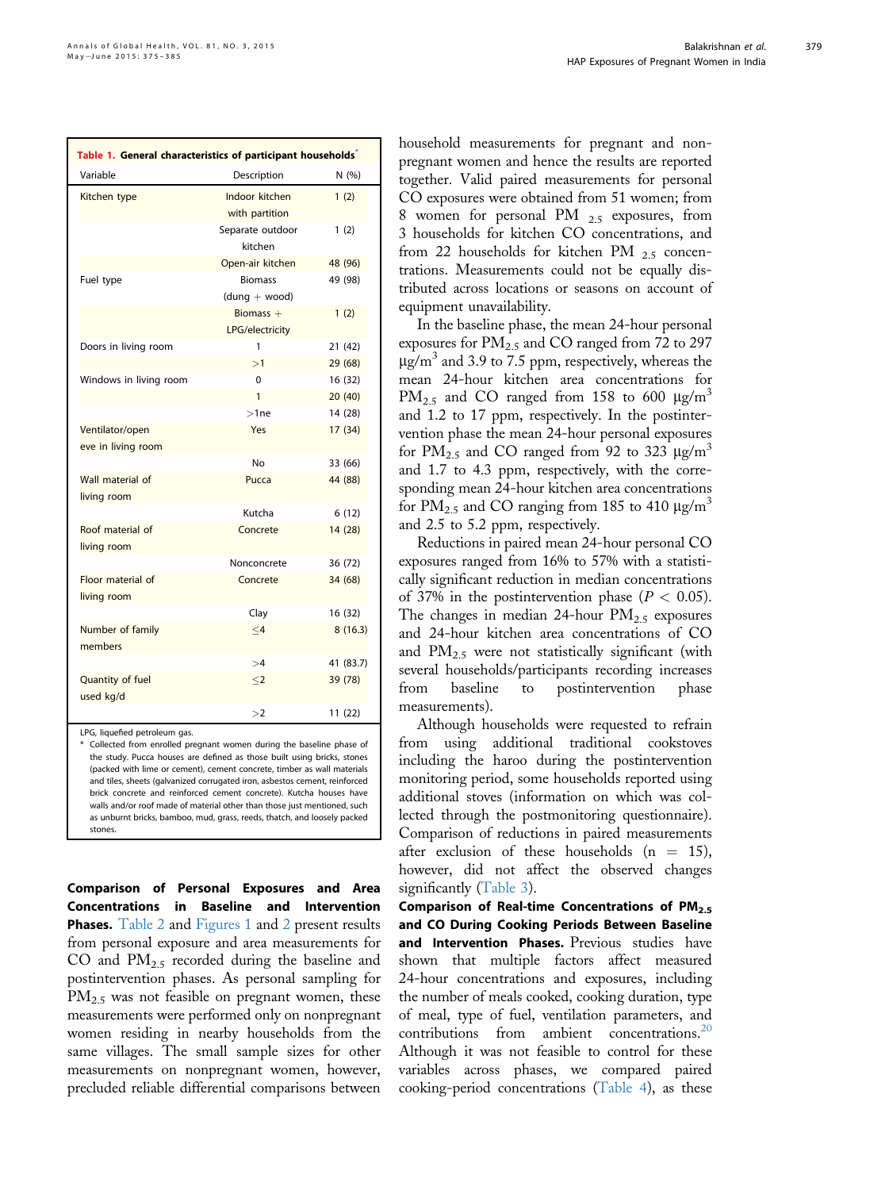**Table 1. General characteristics of participant households***

| Variable | Description | N (%) |
| --- | --- | --- |
| Kitchen type | Indoor kitchen with partition | 1 (2) |
| | Separate outdoor kitchen | 1 (2) |
| | Open-air kitchen | 48 (96) |
| Fuel type | Biomass (dung + wood) | 49 (98) |
| | Biomass + LPG/electricity | 1 (2) |
| Doors in living room | 1 | 21 (42) |
| | >1 | 29 (68) |
| Windows in living room | 0 | 16 (32) |
| | 1 | 20 (40) |
| | >1ne | 14 (28) |
| Ventilator/open eve in living room | Yes | 17 (34) |
| | No | 33 (66) |
| Wall material of living room | Pucca | 44 (88) |
| | Kutcha | 6 (12) |
| Roof material of living room | Concrete | 14 (28) |
| | Nonconcrete | 36 (72) |
| Floor material of living room | Concrete | 34 (68) |
| | Clay | 16 (32) |
| Number of family members | ≤4 | 8 (16.3) |
| | >4 | 41 (83.7) |
| Quantity of fuel used kg/d | ≤2 | 39 (78) |
| | >2 | 11 (22) |

LPG, liquefied petroleum gas.

* Collected from enrolled pregnant women during the baseline phase of the study. Pucca houses are defined as those built using bricks, stones (packed with lime or cement), cement concrete, timber as wall materials and tiles, sheets (galvanized corrugated iron, asbestos cement, reinforced brick concrete and reinforced cement concrete). Kutcha houses have walls and/or roof made of material other than those just mentioned, such as unburnt bricks, bamboo, mud, grass, reeds, thatch, and loosely packed stones.

**Comparison of Personal Exposures and Area Concentrations in Baseline and Intervention Phases.** Table 2 and Figures 1 and 2 present results from personal exposure and area measurements for CO and $PM_{2.5}$ recorded during the baseline and postintervention phases. As personal sampling for $PM_{2.5}$ was not feasible on pregnant women, these measurements were performed only on nonpregnant women residing in nearby households from the same villages. The small sample sizes for other measurements on nonpregnant women, however, precluded reliable differential comparisons between household measurements for pregnant and nonpregnant women and hence the results are reported together. Valid paired measurements for personal CO exposures were obtained from 51 women; from 8 women for personal $PM_{2.5}$ exposures, from 3 households for kitchen CO concentrations, and from 22 households for kitchen $PM_{2.5}$ concentrations. Measurements could not be equally distributed across locations or seasons on account of equipment unavailability.

In the baseline phase, the mean 24-hour personal exposures for $PM_{2.5}$ and CO ranged from 72 to 297 $\mu g/m^3$ and 3.9 to 7.5 ppm, respectively, whereas the mean 24-hour kitchen area concentrations for $PM_{2.5}$ and CO ranged from 158 to 600 $\mu g/m^3$ and 1.2 to 17 ppm, respectively. In the postintervention phase the mean 24-hour personal exposures for $PM_{2.5}$ and CO ranged from 92 to 323 $\mu g/m^3$ and 1.7 to 4.3 ppm, respectively, with the corresponding mean 24-hour kitchen area concentrations for $PM_{2.5}$ and CO ranging from 185 to 410 $\mu g/m^3$ and 2.5 to 5.2 ppm, respectively.

Reductions in paired mean 24-hour personal CO exposures ranged from 16% to 57% with a statistically significant reduction in median concentrations of 37% in the postintervention phase ($P < 0.05$). The changes in median 24-hour $PM_{2.5}$ exposures and 24-hour kitchen area concentrations of CO and $PM_{2.5}$ were not statistically significant (with several households/participants recording increases from baseline to postintervention phase measurements).

Although households were requested to refrain from using additional traditional cookstoves including the haroo during the postintervention monitoring period, some households reported using additional stoves (information on which was collected through the postmonitoring questionnaire). Comparison of reductions in paired measurements after exclusion of these households (n = 15), however, did not affect the observed changes significantly (Table 3).

**Comparison of Real-time Concentrations of $PM_{2.5}$ and CO During Cooking Periods Between Baseline and Intervention Phases.** Previous studies have shown that multiple factors affect measured 24-hour concentrations and exposures, including the number of meals cooked, cooking duration, type of meal, type of fuel, ventilation parameters, and contributions from ambient concentrations.[20] Although it was not feasible to control for these variables across phases, we compared paired cooking-period concentrations (Table 4), as these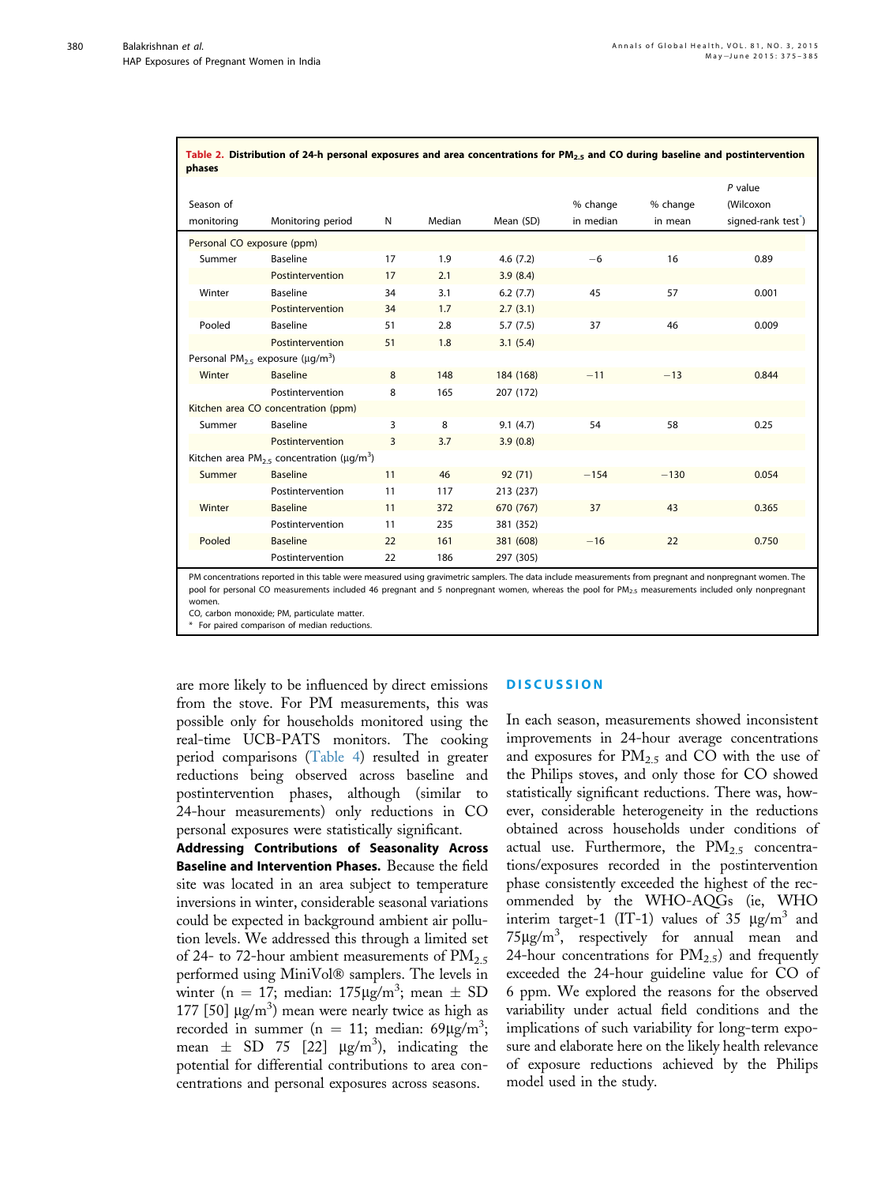**Table 2. Distribution of 24-h personal exposures and area concentrations for $PM_{2.5}$ and CO during baseline and postintervention phases**

| Season of monitoring | Monitoring period | N | Median | Mean (SD) | % change in median | % change in mean | *P* value (Wilcoxon signed-rank test*) |
|---|---|---|---|---|---|---|---|
| Personal CO exposure (ppm) | | | | | | | |
| Summer | Baseline | 17 | 1.9 | 4.6 (7.2) | −6 | 16 | 0.89 |
| | Postintervention | 17 | 2.1 | 3.9 (8.4) | | | |
| Winter | Baseline | 34 | 3.1 | 6.2 (7.7) | 45 | 57 | 0.001 |
| | Postintervention | 34 | 1.7 | 2.7 (3.1) | | | |
| Pooled | Baseline | 51 | 2.8 | 5.7 (7.5) | 37 | 46 | 0.009 |
| | Postintervention | 51 | 1.8 | 3.1 (5.4) | | | |
| Personal $PM_{2.5}$ exposure (μg/m$^3$) | | | | | | | |
| Winter | Baseline | 8 | 148 | 184 (168) | −11 | −13 | 0.844 |
| | Postintervention | 8 | 165 | 207 (172) | | | |
| Kitchen area CO concentration (ppm) | | | | | | | |
| Summer | Baseline | 3 | 8 | 9.1 (4.7) | 54 | 58 | 0.25 |
| | Postintervention | 3 | 3.7 | 3.9 (0.8) | | | |
| Kitchen area $PM_{2.5}$ concentration (μg/m$^3$) | | | | | | | |
| Summer | Baseline | 11 | 46 | 92 (71) | −154 | −130 | 0.054 |
| | Postintervention | 11 | 117 | 213 (237) | | | |
| Winter | Baseline | 11 | 372 | 670 (767) | 37 | 43 | 0.365 |
| | Postintervention | 11 | 235 | 381 (352) | | | |
| Pooled | Baseline | 22 | 161 | 381 (608) | −16 | 22 | 0.750 |
| | Postintervention | 22 | 186 | 297 (305) | | | |

PM concentrations reported in this table were measured using gravimetric samplers. The data include measurements from pregnant and nonpregnant women. The pool for personal CO measurements included 46 pregnant and 5 nonpregnant women, whereas the pool for $PM_{2.5}$ measurements included only nonpregnant women.

CO, carbon monoxide; PM, particulate matter.

\* For paired comparison of median reductions.

are more likely to be influenced by direct emissions from the stove. For PM measurements, this was possible only for households monitored using the real-time UCB-PATS monitors. The cooking period comparisons (Table 4) resulted in greater reductions being observed across baseline and postintervention phases, although (similar to 24-hour measurements) only reductions in CO personal exposures were statistically significant.

**Addressing Contributions of Seasonality Across Baseline and Intervention Phases.** Because the field site was located in an area subject to temperature inversions in winter, considerable seasonal variations could be expected in background ambient air pollution levels. We addressed this through a limited set of 24- to 72-hour ambient measurements of $PM_{2.5}$ performed using MiniVol® samplers. The levels in winter (n = 17; median: 175μg/m$^3$; mean ± SD 177 [50] μg/m$^3$) mean were nearly twice as high as recorded in summer (n = 11; median: 69μg/m$^3$; mean ± SD 75 [22] μg/m$^3$), indicating the potential for differential contributions to area concentrations and personal exposures across seasons.

## DISCUSSION

In each season, measurements showed inconsistent improvements in 24-hour average concentrations and exposures for $PM_{2.5}$ and CO with the use of the Philips stoves, and only those for CO showed statistically significant reductions. There was, however, considerable heterogeneity in the reductions obtained across households under conditions of actual use. Furthermore, the $PM_{2.5}$ concentrations/exposures recorded in the postintervention phase consistently exceeded the highest of the recommended by the WHO-AQGs (ie, WHO interim target-1 (IT-1) values of 35 μg/m$^3$ and 75μg/m$^3$, respectively for annual mean and 24-hour concentrations for $PM_{2.5}$) and frequently exceeded the 24-hour guideline value for CO of 6 ppm. We explored the reasons for the observed variability under actual field conditions and the implications of such variability for long-term exposure and elaborate here on the likely health relevance of exposure reductions achieved by the Philips model used in the study.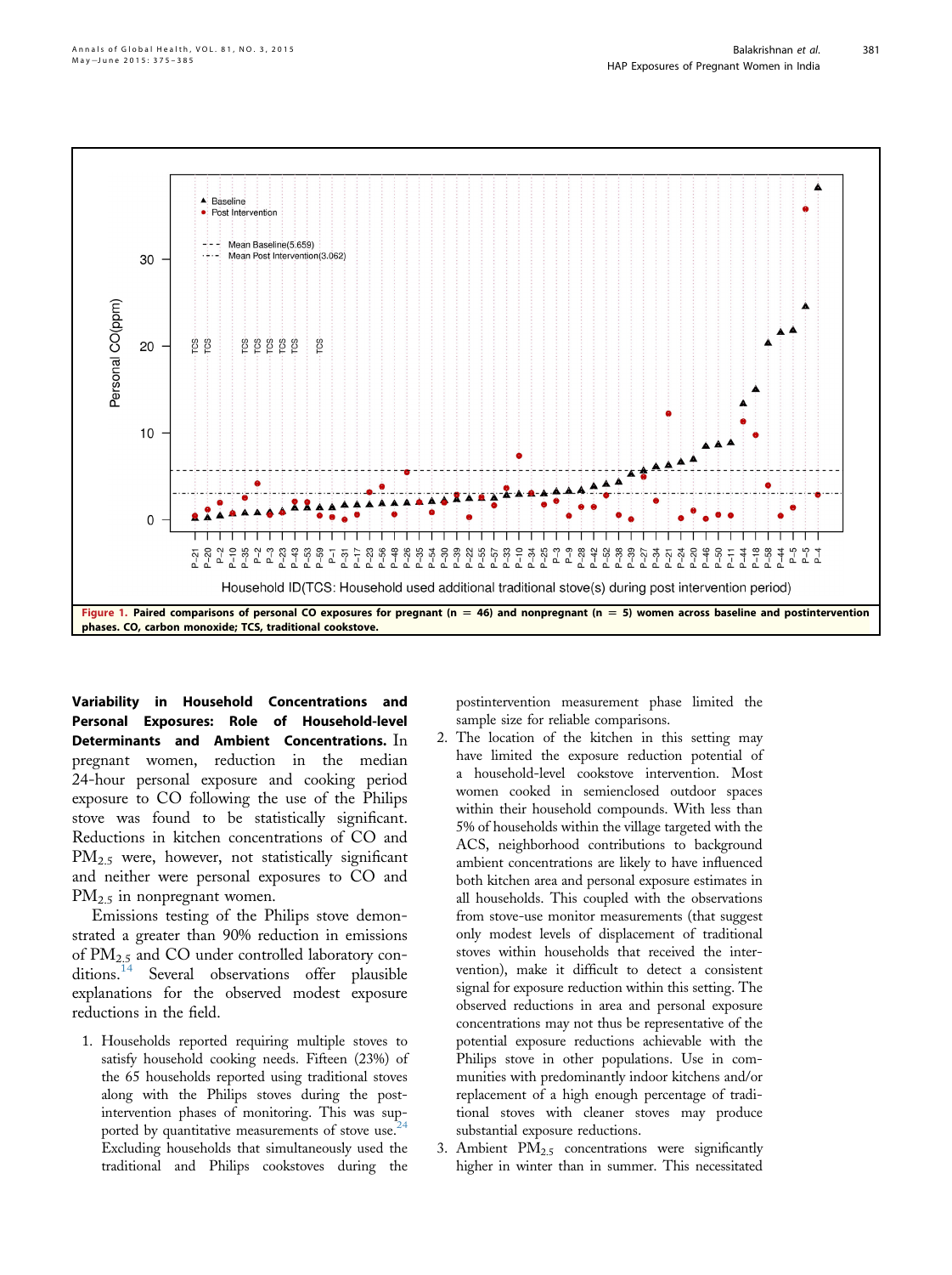Figure 1. Paired comparisons of personal CO exposures for pregnant (n = 46) and nonpregnant (n = 5) women across baseline and postintervention phases. CO, carbon monoxide; TCS, traditional cookstove.

**Variability in Household Concentrations and Personal Exposures: Role of Household-level Determinants and Ambient Concentrations.** In pregnant women, reduction in the median 24-hour personal exposure and cooking period exposure to CO following the use of the Philips stove was found to be statistically significant. Reductions in kitchen concentrations of CO and $PM_{2.5}$ were, however, not statistically significant and neither were personal exposures to CO and $PM_{2.5}$ in nonpregnant women.

Emissions testing of the Philips stove demonstrated a greater than 90% reduction in emissions of $PM_{2.5}$ and CO under controlled laboratory conditions.[14] Several observations offer plausible explanations for the observed modest exposure reductions in the field.

1. Households reported requiring multiple stoves to satisfy household cooking needs. Fifteen (23%) of the 65 households reported using traditional stoves along with the Philips stoves during the postintervention phases of monitoring. This was supported by quantitative measurements of stove use.[24] Excluding households that simultaneously used the traditional and Philips cookstoves during the postintervention measurement phase limited the sample size for reliable comparisons.
2. The location of the kitchen in this setting may have limited the exposure reduction potential of a household-level cookstove intervention. Most women cooked in semienclosed outdoor spaces within their household compounds. With less than 5% of households within the village targeted with the ACS, neighborhood contributions to background ambient concentrations are likely to have influenced both kitchen area and personal exposure estimates in all households. This coupled with the observations from stove-use monitor measurements (that suggest only modest levels of displacement of traditional stoves within households that received the intervention), make it difficult to detect a consistent signal for exposure reduction within this setting. The observed reductions in area and personal exposure concentrations may not thus be representative of the potential exposure reductions achievable with the Philips stove in other populations. Use in communities with predominantly indoor kitchens and/or replacement of a high enough percentage of traditional stoves with cleaner stoves may produce substantial exposure reductions.
3. Ambient $PM_{2.5}$ concentrations were significantly higher in winter than in summer. This necessitated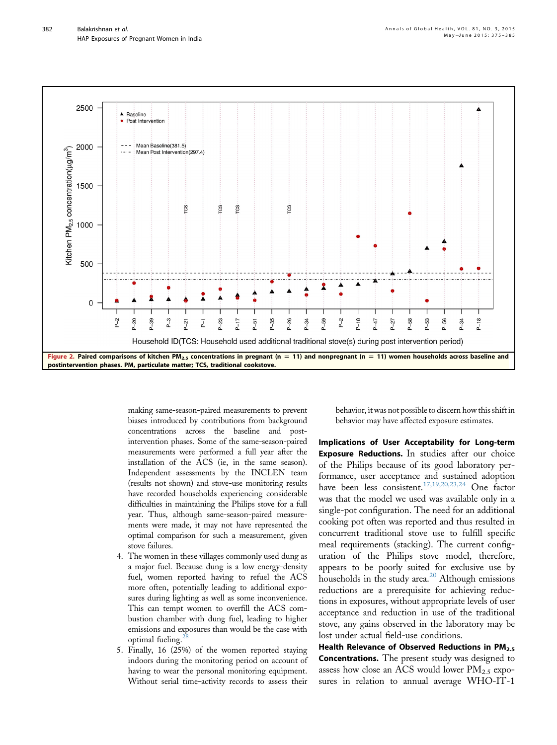Figure 2. Paired comparisons of kitchen $PM_{2.5}$ concentrations in pregnant (n = 11) and nonpregnant (n = 11) women households across baseline and postintervention phases. PM, particulate matter; TCS, traditional cookstove.

making same-season-paired measurements to prevent biases introduced by contributions from background concentrations across the baseline and post-intervention phases. Some of the same-season-paired measurements were performed a full year after the installation of the ACS (ie, in the same season). Independent assessments by the INCLEN team (results not shown) and stove-use monitoring results have recorded households experiencing considerable difficulties in maintaining the Philips stove for a full year. Thus, although same-season-paired measurements were made, it may not have represented the optimal comparison for such a measurement, given stove failures.

4. The women in these villages commonly used dung as a major fuel. Because dung is a low energy-density fuel, women reported having to refuel the ACS more often, potentially leading to additional exposures during lighting as well as some inconvenience. This can tempt women to overfill the ACS combustion chamber with dung fuel, leading to higher emissions and exposures than would be the case with optimal fueling.[28]
5. Finally, 16 (25%) of the women reported staying indoors during the monitoring period on account of having to wear the personal monitoring equipment. Without serial time-activity records to assess their behavior, it was not possible to discern how this shift in behavior may have affected exposure estimates.

**Implications of User Acceptability for Long-term Exposure Reductions.** In studies after our choice of the Philips because of its good laboratory performance, user acceptance and sustained adoption have been less consistent.[17,19,20,23,24] One factor was that the model we used was available only in a single-pot configuration. The need for an additional cooking pot often was reported and thus resulted in concurrent traditional stove use to fulfill specific meal requirements (stacking). The current configuration of the Philips stove model, therefore, appears to be poorly suited for exclusive use by households in the study area.[20] Although emissions reductions are a prerequisite for achieving reductions in exposures, without appropriate levels of user acceptance and reduction in use of the traditional stove, any gains observed in the laboratory may be lost under actual field-use conditions.

**Health Relevance of Observed Reductions in $PM_{2.5}$ Concentrations.** The present study was designed to assess how close an ACS would lower $PM_{2.5}$ exposures in relation to annual average WHO-IT-1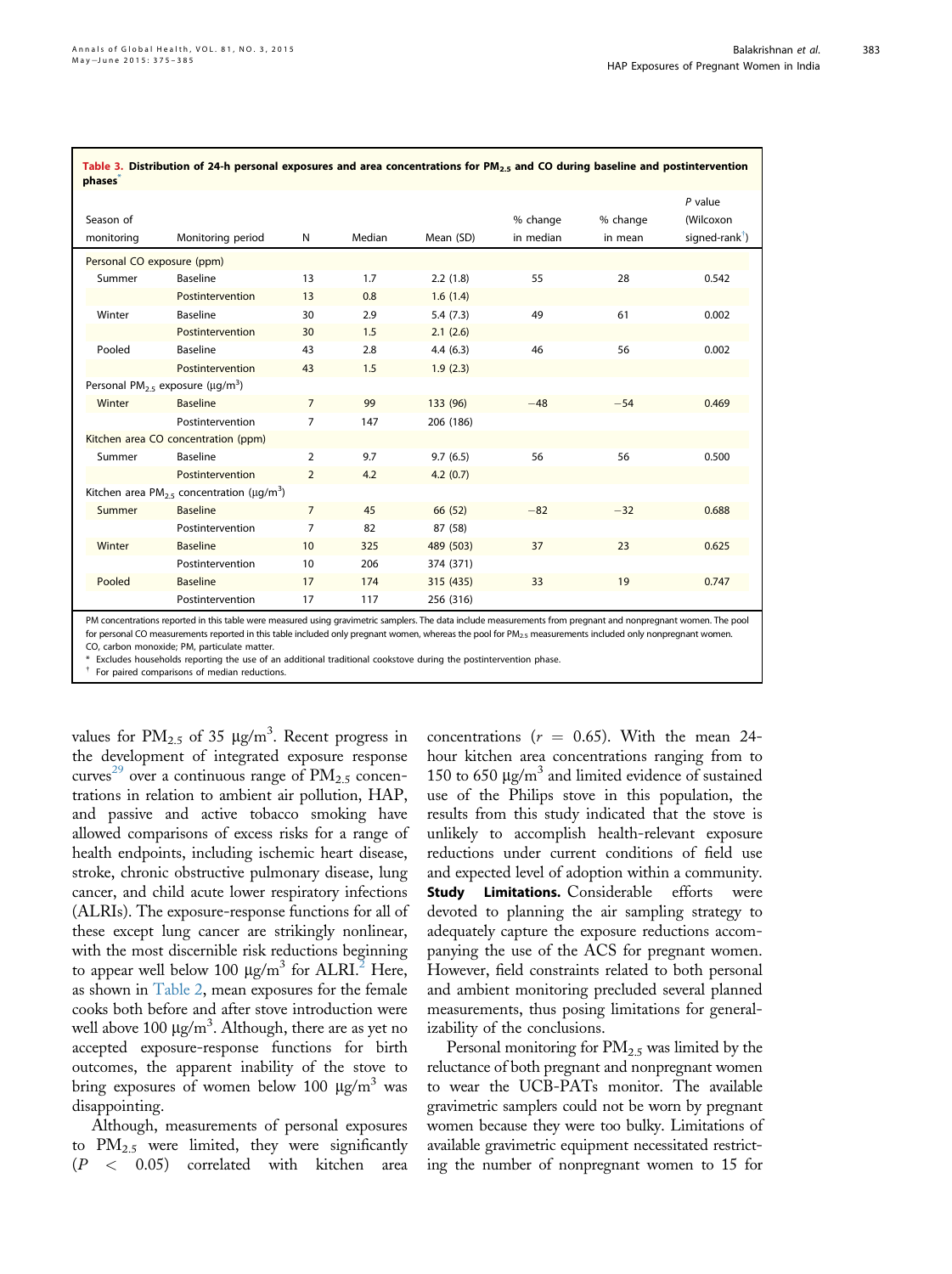**Table 3. Distribution of 24-h personal exposures and area concentrations for $PM_{2.5}$ and CO during baseline and postintervention phases***

| Season of monitoring | Monitoring period | N | Median | Mean (SD) | % change in median | % change in mean | P value (Wilcoxon signed-rank[†]) |
|---|---|---|---|---|---|---|---|
| Personal CO exposure (ppm) | | | | | | | |
| Summer | Baseline | 13 | 1.7 | 2.2 (1.8) | 55 | 28 | 0.542 |
| | Postintervention | 13 | 0.8 | 1.6 (1.4) | | | |
| Winter | Baseline | 30 | 2.9 | 5.4 (7.3) | 49 | 61 | 0.002 |
| | Postintervention | 30 | 1.5 | 2.1 (2.6) | | | |
| Pooled | Baseline | 43 | 2.8 | 4.4 (6.3) | 46 | 56 | 0.002 |
| | Postintervention | 43 | 1.5 | 1.9 (2.3) | | | |
| Personal $PM_{2.5}$ exposure (μg/m$^3$) | | | | | | | |
| Winter | Baseline | 7 | 99 | 133 (96) | −48 | −54 | 0.469 |
| | Postintervention | 7 | 147 | 206 (186) | | | |
| Kitchen area CO concentration (ppm) | | | | | | | |
| Summer | Baseline | 2 | 9.7 | 9.7 (6.5) | 56 | 56 | 0.500 |
| | Postintervention | 2 | 4.2 | 4.2 (0.7) | | | |
| Kitchen area $PM_{2.5}$ concentration (μg/m$^3$) | | | | | | | |
| Summer | Baseline | 7 | 45 | 66 (52) | −82 | −32 | 0.688 |
| | Postintervention | 7 | 82 | 87 (58) | | | |
| Winter | Baseline | 10 | 325 | 489 (503) | 37 | 23 | 0.625 |
| | Postintervention | 10 | 206 | 374 (371) | | | |
| Pooled | Baseline | 17 | 174 | 315 (435) | 33 | 19 | 0.747 |
| | Postintervention | 17 | 117 | 256 (316) | | | |

PM concentrations reported in this table were measured using gravimetric samplers. The data include measurements from pregnant and nonpregnant women. The pool for personal CO measurements reported in this table included only pregnant women, whereas the pool for $PM_{2.5}$ measurements included only nonpregnant women.
CO, carbon monoxide; PM, particulate matter.
* Excludes households reporting the use of an additional traditional cookstove during the postintervention phase.
† For paired comparisons of median reductions.

values for $PM_{2.5}$ of 35 μg/m$^3$. Recent progress in the development of integrated exposure response curves[29] over a continuous range of $PM_{2.5}$ concentrations in relation to ambient air pollution, HAP, and passive and active tobacco smoking have allowed comparisons of excess risks for a range of health endpoints, including ischemic heart disease, stroke, chronic obstructive pulmonary disease, lung cancer, and child acute lower respiratory infections (ALRIs). The exposure-response functions for all of these except lung cancer are strikingly nonlinear, with the most discernible risk reductions beginning to appear well below 100 μg/m$^3$ for ALRI.[2] Here, as shown in Table 2, mean exposures for the female cooks both before and after stove introduction were well above 100 μg/m$^3$. Although, there are as yet no accepted exposure-response functions for birth outcomes, the apparent inability of the stove to bring exposures of women below 100 μg/m$^3$ was disappointing.

Although, measurements of personal exposures to $PM_{2.5}$ were limited, they were significantly ($P < 0.05$) correlated with kitchen area concentrations ($r = 0.65$). With the mean 24-hour kitchen area concentrations ranging from to 150 to 650 μg/m$^3$ and limited evidence of sustained use of the Philips stove in this population, the results from this study indicated that the stove is unlikely to accomplish health-relevant exposure reductions under current conditions of field use and expected level of adoption within a community.

**Study Limitations.** Considerable efforts were devoted to planning the air sampling strategy to adequately capture the exposure reductions accompanying the use of the ACS for pregnant women. However, field constraints related to both personal and ambient monitoring precluded several planned measurements, thus posing limitations for generalizability of the conclusions.

Personal monitoring for $PM_{2.5}$ was limited by the reluctance of both pregnant and nonpregnant women to wear the UCB-PATs monitor. The available gravimetric samplers could not be worn by pregnant women because they were too bulky. Limitations of available gravimetric equipment necessitated restricting the number of nonpregnant women to 15 for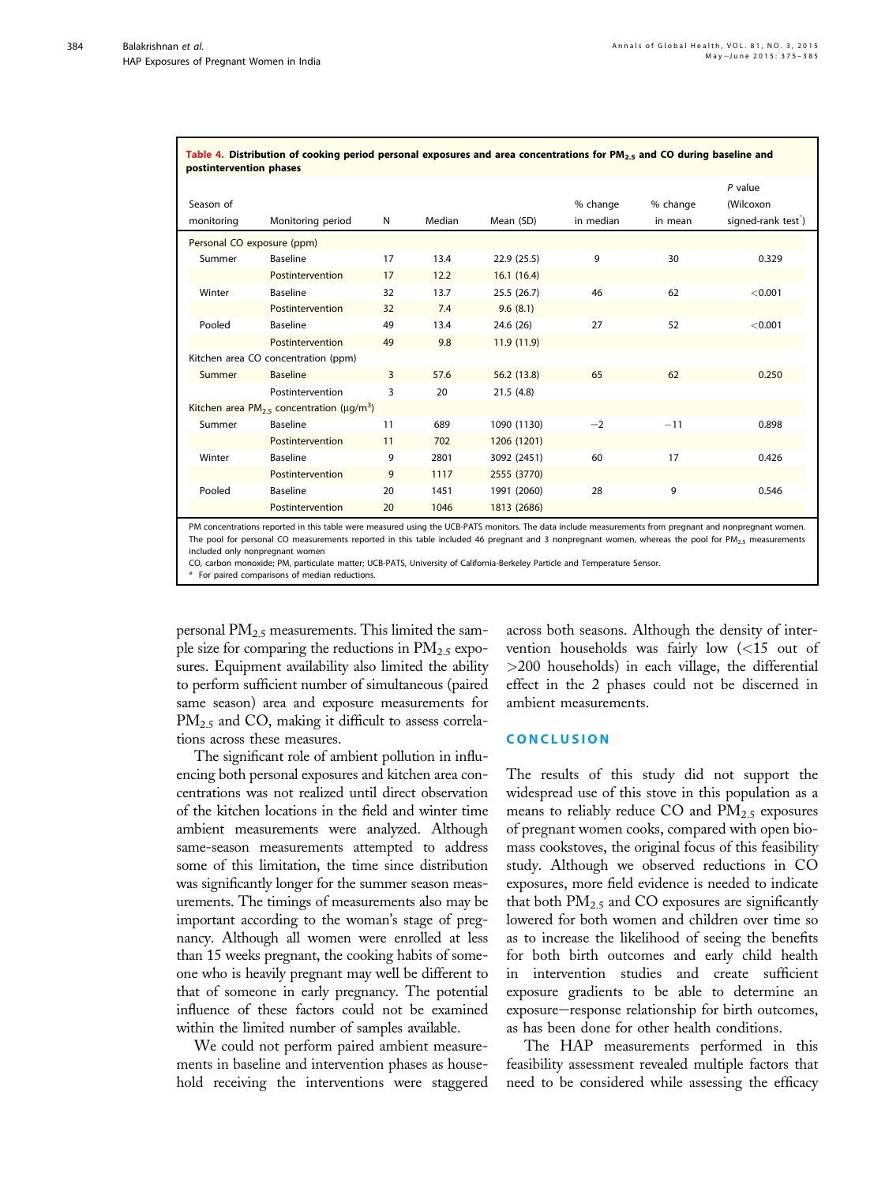**Table 4. Distribution of cooking period personal exposures and area concentrations for $PM_{2.5}$ and CO during baseline and postintervention phases**

| Season of monitoring | Monitoring period | N | Median | Mean (SD) | % change in median | % change in mean | P value (Wilcoxon signed-rank test*) |
|---|---|---|---|---|---|---|---|
| Personal CO exposure (ppm) | | | | | | | |
| Summer | Baseline | 17 | 13.4 | 22.9 (25.5) | 9 | 30 | 0.329 |
| | Postintervention | 17 | 12.2 | 16.1 (16.4) | | | |
| Winter | Baseline | 32 | 13.7 | 25.5 (26.7) | 46 | 62 | <0.001 |
| | Postintervention | 32 | 7.4 | 9.6 (8.1) | | | |
| Pooled | Baseline | 49 | 13.4 | 24.6 (26) | 27 | 52 | <0.001 |
| | Postintervention | 49 | 9.8 | 11.9 (11.9) | | | |
| Kitchen area CO concentration (ppm) | | | | | | | |
| Summer | Baseline | 3 | 57.6 | 56.2 (13.8) | 65 | 62 | 0.250 |
| | Postintervention | 3 | 20 | 21.5 (4.8) | | | |
| Kitchen area $PM_{2.5}$ concentration ($\mu g/m^3$) | | | | | | | |
| Summer | Baseline | 11 | 689 | 1090 (1130) | −2 | −11 | 0.898 |
| | Postintervention | 11 | 702 | 1206 (1201) | | | |
| Winter | Baseline | 9 | 2801 | 3092 (2451) | 60 | 17 | 0.426 |
| | Postintervention | 9 | 1117 | 2555 (3770) | | | |
| Pooled | Baseline | 20 | 1451 | 1991 (2060) | 28 | 9 | 0.546 |
| | Postintervention | 20 | 1046 | 1813 (2686) | | | |

PM concentrations reported in this table were measured using the UCB-PATS monitors. The data include measurements from pregnant and nonpregnant women. The pool for personal CO measurements reported in this table included 46 pregnant and 3 nonpregnant women, whereas the pool for $PM_{2.5}$ measurements included only nonpregnant women

CO, carbon monoxide; PM, particulate matter; UCB-PATS, University of California-Berkeley Particle and Temperature Sensor.

\* For paired comparisons of median reductions.

personal $PM_{2.5}$ measurements. This limited the sample size for comparing the reductions in $PM_{2.5}$ exposures. Equipment availability also limited the ability to perform sufficient number of simultaneous (paired same season) area and exposure measurements for $PM_{2.5}$ and CO, making it difficult to assess correlations across these measures.

The significant role of ambient pollution in influencing both personal exposures and kitchen area concentrations was not realized until direct observation of the kitchen locations in the field and winter time ambient measurements were analyzed. Although same-season measurements attempted to address some of this limitation, the time since distribution was significantly longer for the summer season measurements. The timings of measurements also may be important according to the woman's stage of pregnancy. Although all women were enrolled at less than 15 weeks pregnant, the cooking habits of someone who is heavily pregnant may well be different to that of someone in early pregnancy. The potential influence of these factors could not be examined within the limited number of samples available.

We could not perform paired ambient measurements in baseline and intervention phases as household receiving the interventions were staggered across both seasons. Although the density of intervention households was fairly low (<15 out of >200 households) in each village, the differential effect in the 2 phases could not be discerned in ambient measurements.

## CONCLUSION

The results of this study did not support the widespread use of this stove in this population as a means to reliably reduce CO and $PM_{2.5}$ exposures of pregnant women cooks, compared with open biomass cookstoves, the original focus of this feasibility study. Although we observed reductions in CO exposures, more field evidence is needed to indicate that both $PM_{2.5}$ and CO exposures are significantly lowered for both women and children over time so as to increase the likelihood of seeing the benefits for both birth outcomes and early child health in intervention studies and create sufficient exposure gradients to be able to determine an exposure—response relationship for birth outcomes, as has been done for other health conditions.

The HAP measurements performed in this feasibility assessment revealed multiple factors that need to be considered while assessing the efficacy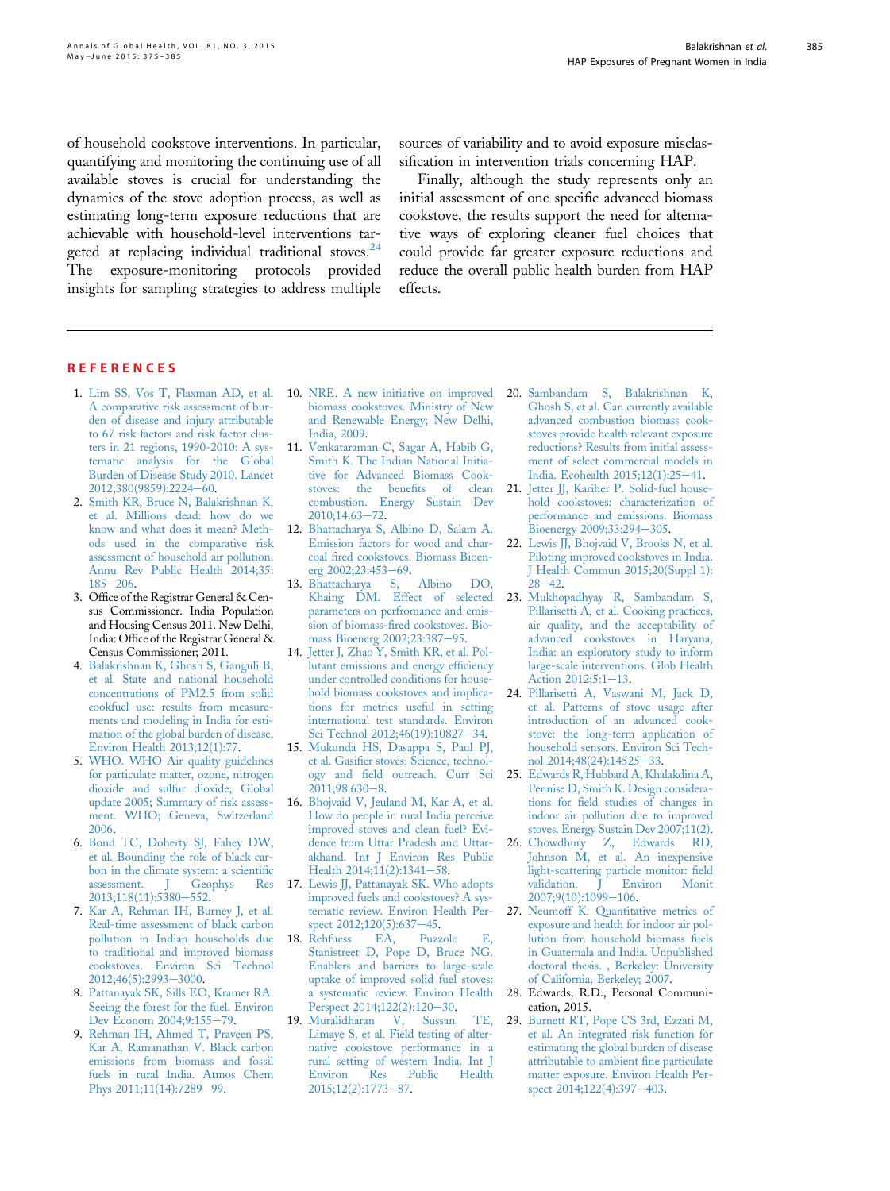of household cookstove interventions. In particular, quantifying and monitoring the continuing use of all available stoves is crucial for understanding the dynamics of the stove adoption process, as well as estimating long-term exposure reductions that are achievable with household-level interventions targeted at replacing individual traditional stoves.[24] The exposure-monitoring protocols provided insights for sampling strategies to address multiple sources of variability and to avoid exposure misclassification in intervention trials concerning HAP.

Finally, although the study represents only an initial assessment of one specific advanced biomass cookstove, the results support the need for alternative ways of exploring cleaner fuel choices that could provide far greater exposure reductions and reduce the overall public health burden from HAP effects.

## REFERENCES

1. Lim SS, Vos T, Flaxman AD, et al. A comparative risk assessment of burden of disease and injury attributable to 67 risk factors and risk factor clusters in 21 regions, 1990-2010: A systematic analysis for the Global Burden of Disease Study 2010. Lancet 2012;380(9859):2224–60.
2. Smith KR, Bruce N, Balakrishnan K, et al. Millions dead: how do we know and what does it mean? Methods used in the comparative risk assessment of household air pollution. Annu Rev Public Health 2014;35: 185–206.
3. Office of the Registrar General & Census Commissioner. India Population and Housing Census 2011. New Delhi, India: Office of the Registrar General & Census Commissioner; 2011.
4. Balakrishnan K, Ghosh S, Ganguli B, et al. State and national household concentrations of PM2.5 from solid cookfuel use: results from measurements and modeling in India for estimation of the global burden of disease. Environ Health 2013;12(1):77.
5. WHO. WHO Air quality guidelines for particulate matter, ozone, nitrogen dioxide and sulfur dioxide; Global update 2005; Summary of risk assessment. WHO; Geneva, Switzerland 2006.
6. Bond TC, Doherty SJ, Fahey DW, et al. Bounding the role of black carbon in the climate system: a scientific assessment. J Geophys Res 2013;118(11):5380–552.
7. Kar A, Rehman IH, Burney J, et al. Real-time assessment of black carbon pollution in Indian households due to traditional and improved biomass cookstoves. Environ Sci Technol 2012;46(5):2993–3000.
8. Pattanayak SK, Sills EO, Kramer RA. Seeing the forest for the fuel. Environ Dev Econom 2004;9:155–79.
9. Rehman IH, Ahmed T, Praveen PS, Kar A, Ramanathan V. Black carbon emissions from biomass and fossil fuels in rural India. Atmos Chem Phys 2011;11(14):7289–99.
10. NRE. A new initiative on improved biomass cookstoves. Ministry of New and Renewable Energy; New Delhi, India, 2009.
11. Venkataraman C, Sagar A, Habib G, Smith K. The Indian National Initiative for Advanced Biomass Cookstoves: the benefits of clean combustion. Energy Sustain Dev 2010;14:63–72.
12. Bhattacharya S, Albino D, Salam A. Emission factors for wood and charcoal fired cookstoves. Biomass Bioenerg 2002;23:453–69.
13. Bhattacharya S, Albino DO, Khaing DM. Effect of selected parameters on perfromance and emission of biomass-fired cookstoves. Biomass Bioenerg 2002;23:387–95.
14. Jetter J, Zhao Y, Smith KR, et al. Pollutant emissions and energy efficiency under controlled conditions for household biomass cookstoves and implications for metrics useful in setting international test standards. Environ Sci Technol 2012;46(19):10827–34.
15. Mukunda HS, Dasappa S, Paul PJ, et al. Gasifier stoves: Science, technology and field outreach. Curr Sci 2011;98:630–8.
16. Bhojvaid V, Jeuland M, Kar A, et al. How do people in rural India perceive improved stoves and clean fuel? Evidence from Uttar Pradesh and Uttarakhand. Int J Environ Res Public Health 2014;11(2):1341–58.
17. Lewis JJ, Pattanayak SK. Who adopts improved fuels and cookstoves? A systematic review. Environ Health Perspect 2012;120(5):637–45.
18. Rehfuess EA, Puzzolo E, Stanistreet D, Pope D, Bruce NG. Enablers and barriers to large-scale uptake of improved solid fuel stoves: a systematic review. Environ Health Perspect 2014;122(2):120–30.
19. Muralidharan V, Sussan TE, Limaye S, et al. Field testing of alternative cookstove performance in a rural setting of western India. Int J Environ Res Public Health 2015;12(2):1773–87.
20. Sambandam S, Balakrishnan K, Ghosh S, et al. Can currently available advanced combustion biomass cookstoves provide health relevant exposure reductions? Results from initial assessment of select commercial models in India. Ecohealth 2015;12(1):25–41.
21. Jetter JJ, Kariher P. Solid-fuel household cookstoves: characterization of performance and emissions. Biomass Bioenergy 2009;33:294–305.
22. Lewis JJ, Bhojvaid V, Brooks N, et al. Piloting improved cookstoves in India. J Health Commun 2015;20(Suppl 1): 28–42.
23. Mukhopadhyay R, Sambandam S, Pillarisetti A, et al. Cooking practices, air quality, and the acceptability of advanced cookstoves in Haryana, India: an exploratory study to inform large-scale interventions. Glob Health Action 2012;5:1–13.
24. Pillarisetti A, Vaswani M, Jack D, et al. Patterns of stove usage after introduction of an advanced cookstove: the long-term application of household sensors. Environ Sci Technol 2014;48(24):14525–33.
25. Edwards R, Hubbard A, Khalakdina A, Pennise D, Smith K. Design considerations in field studies of changes in indoor air pollution due to improved stoves. Energy Sustain Dev 2007;11(2).
26. Chowdhury Z, Edwards RD, Johnson M, et al. An inexpensive light-scattering particle monitor: field validation. J Environ Monit 2007;9(10):1099–106.
27. Neumoff K. Quantitative metrics of exposure and health for indoor air pollution from household biomass fuels in Guatemala and India. Unpublished doctoral thesis. , Berkeley: University of California, Berkeley; 2007.
28. Edwards, R.D., Personal Communication, 2015.
29. Burnett RT, Pope CS 3rd, Ezzati M, et al. An integrated risk function for estimating the global burden of disease attributable to ambient fine particulate matter exposure. Environ Health Perspect 2014;122(4):397–403.